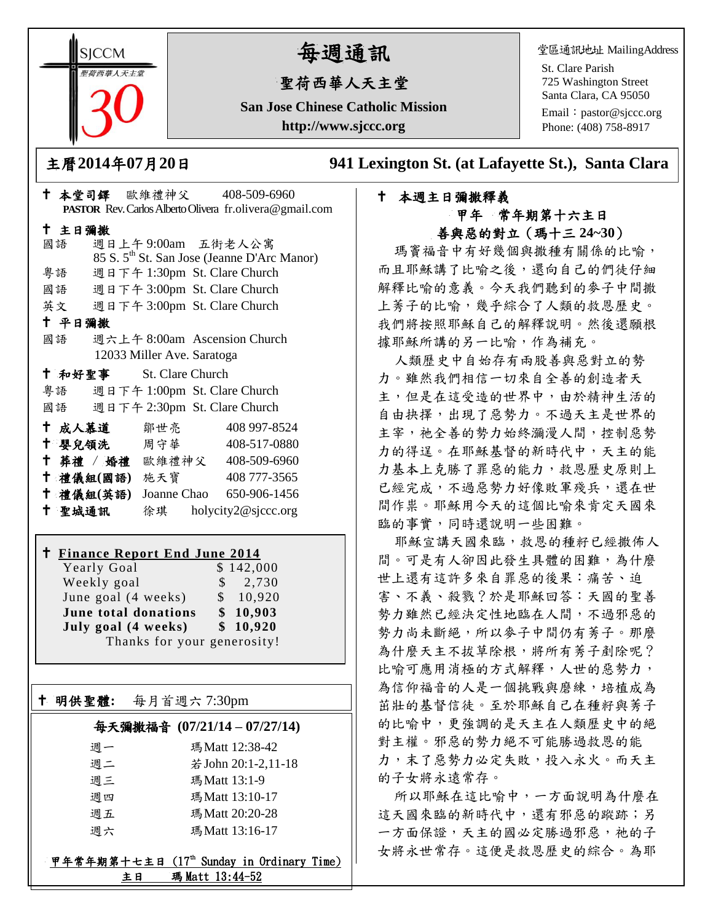SJCCM
聖荷西華人天主堂
30

# 每週通訊

## 聖荷西華人天主堂

**San Jose Chinese Catholic Mission**

**http://www.sjccc.org**

堂區通訊地址 MailingAddress
St. Clare Parish
725 Washington Street
Santa Clara, CA 95050
Email：pastor@sjccc.org
Phone: (408) 758-8917

**主曆2014年07月20日**　　**941 Lexington St. (at Lafayette St.), Santa Clara**

✝ **本堂司鐸** 歐維禮神父 408-509-6960
**PASTOR** Rev. Carlos Alberto Olivera fr.olivera@gmail.com

✝ **主日彌撒**
國語 週日上午 9:00am 五街老人公寓
85 S. 5th St. San Jose (Jeanne D'Arc Manor)
粵語 週日下午 1:30pm St. Clare Church
國語 週日下午 3:00pm St. Clare Church
英文 週日下午 3:00pm St. Clare Church

✝ **平日彌撒**
國語 週六上午 8:00am Ascension Church
12033 Miller Ave. Saratoga

✝ **和好聖事** St. Clare Church
粵語 週日下午 1:00pm St. Clare Church
國語 週日下午 2:30pm St. Clare Church

✝ **成人慕道** 鄒世亮 408 997-8524
✝ **嬰兒領洗** 周守華 408-517-0880
✝ **葬禮 / 婚禮** 歐維禮神父 408-509-6960
✝ **禮儀組(國語)** 施天寶 408 777-3565
✝ **禮儀組(英語)** Joanne Chao 650-906-1456
✝ **聖城通訊** 徐琪 holycity2@sjccc.org

✝ **Finance Report End June 2014**

| | |
|---|---|
| Yearly Goal | $ 142,000 |
| Weekly goal | $ 2,730 |
| June goal (4 weeks) | $ 10,920 |
| **June total donations** | **$ 10,903** |
| **July goal (4 weeks)** | **$ 10,920** |

Thanks for your generosity!

✝ **明供聖體:** 每月首週六 7:30pm

**每天彌撒福音 (07/21/14 – 07/27/14)**

| | |
|---|---|
| 週一 | 瑪 Matt 12:38-42 |
| 週二 | 若 John 20:1-2,11-18 |
| 週三 | 瑪 Matt 13:1-9 |
| 週四 | 瑪 Matt 13:10-17 |
| 週五 | 瑪 Matt 20:20-28 |
| 週六 | 瑪 Matt 13:16-17 |

甲年常年期第十七主日 (17th Sunday in Ordinary Time)
主日 瑪 Matt 13:44-52

✝ **本週主日彌撒釋義**

**甲年 常年期第十六主日**

**善與惡的對立（瑪十三 24~30）**

瑪竇福音中有好幾個與撒種有關係的比喻，而且耶穌講了比喻之後，還向自己的們徒仔細解釋比喻的意義。今天我們聽到的麥子中間撒上莠子的比喻，幾乎綜合了人類的救恩歷史。我們將按照耶穌自己的解釋說明。然後還願根據耶穌所講的另一比喻，作為補充。

人類歷史中自始存有兩股善與惡對立的勢力。雖然我們相信一切來自全善的創造者天主，但是在這受造的世界中，由於精神生活的自由抉擇，出現了惡勢力。不過天主是世界的主宰，祂全善的勢力始終瀰漫人間，控制惡勢力的得逞。在耶穌基督的新時代中，天主的能力基本上克勝了罪惡的能力，救恩歷史原則上已經完成，不過惡勢力好像敗軍殘兵，還在世間作祟。耶穌用今天的這個比喻來肯定天國來臨的事實，同時還說明一些困難。

耶穌宣講天國來臨，救恩的種籽已經撒佈人間。可是有人卻因此發生具體的困難，為什麼世上還有這許多來自罪惡的後果：痛苦、迫害、不義、殺戮？於是耶穌回答：天國的聖善勢力雖然已經決定性地臨在人間，不過邪惡的勢力尚未斷絕，所以麥子中間仍有莠子。那麼為什麼天主不拔草除根，將所有莠子剷除呢？比喻可應用消極的方式解釋，人世的惡勢力，為信仰福音的人是一個挑戰與磨練，培植成為茁壯的基督信徒。至於耶穌自己在種籽與莠子的比喻中，更強調的是天主在人類歷史中的絕對主權。邪惡的勢力絕不可能勝過救恩的能力，末了惡勢力必定失敗，投入永火。而天主的子女將永遠常存。

所以耶穌在這比喻中，一方面說明為什麼在這天國來臨的新時代中，還有邪惡的蹤跡；另一方面保證，天主的國必定勝過邪惡，祂的子女將永世常存。這便是救恩歷史的綜合。為耶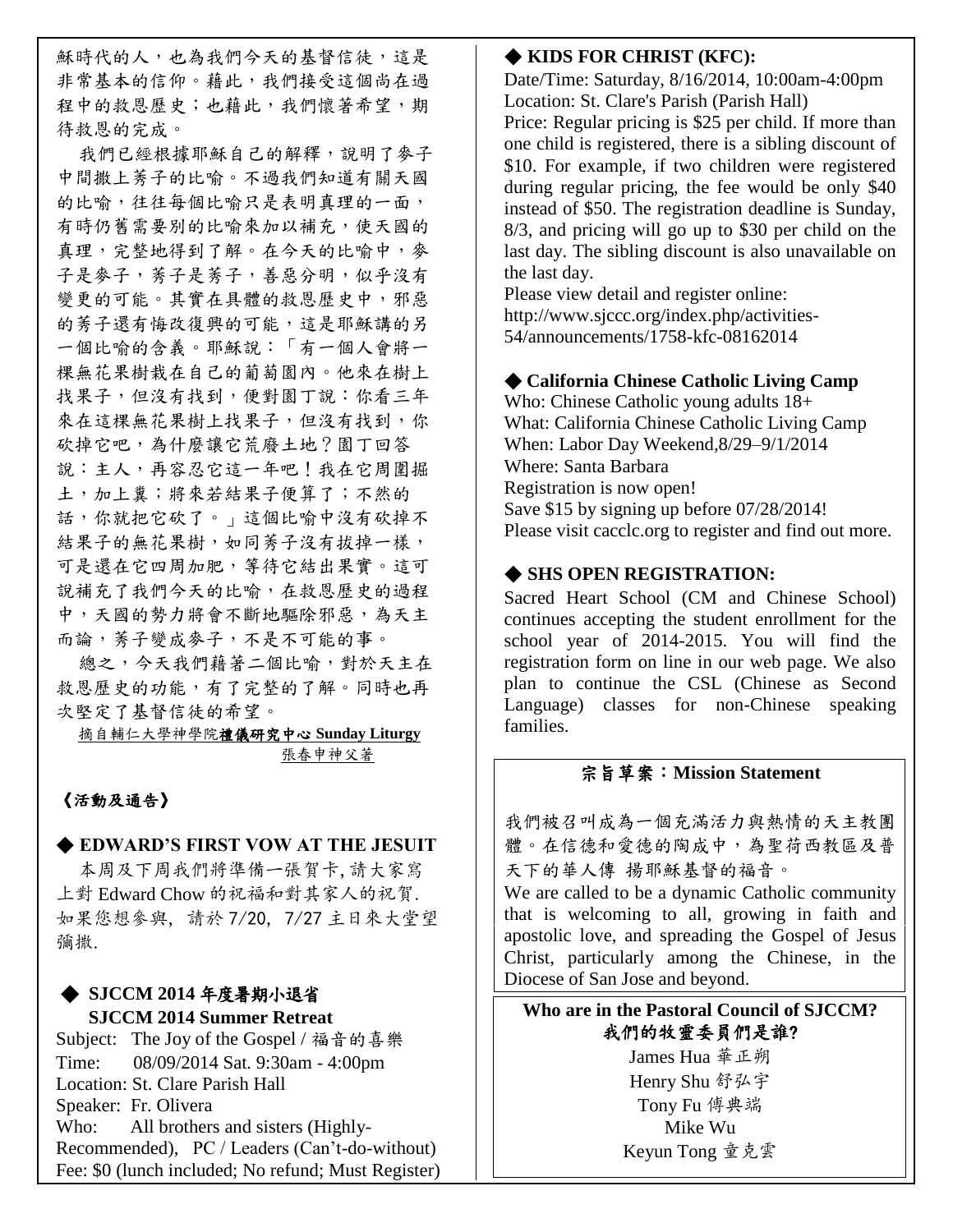穌時代的人，也為我們今天的基督信徒，這是非常基本的信仰。藉此，我們接受這個尚在過程中的救恩歷史；也藉此，我們懷著希望，期待救恩的完成。

我們已經根據耶穌自己的解釋，說明了麥子中間撒上莠子的比喻。不過我們知道有關天國的比喻，往往每個比喻只是表明真理的一面，有時仍舊需要別的比喻來加以補充，使天國的真理，完整地得到了解。在今天的比喻中，麥子是麥子，莠子是莠子，善惡分明，似乎沒有變更的可能。其實在具體的救恩歷史中，邪惡的莠子還有悔改復興的可能，這是耶穌講的另一個比喻的含義。耶穌說：「有一個人會將一棵無花果樹栽在自己的葡萄園內。他來在樹上找果子，但沒有找到，便對園丁說：你看三年來在這棵無花果樹上找果子，但沒有找到，你砍掉它吧，為什麼讓它荒廢土地？園丁回答說：主人，再容忍它這一年吧！我在它周圍掘土，加上糞；將來若結果子便算了；不然的話，你就把它砍了。」這個比喻中沒有砍掉不結果子的無花果樹，如同莠子沒有拔掉一樣，可是還在它四周加肥，等待它結出果實。這可說補充了我們今天的比喻，在救恩歷史的過程中，天國的勢力將會不斷地驅除邪惡，為天主而論，莠子變成麥子，不是不可能的事。

總之，今天我們藉著二個比喻，對於天主在救恩歷史的功能，有了完整的了解。同時也再次堅定了基督信徒的希望。

摘自輔仁大學神學院**禮儀研究中心 Sunday Liturgy**
張春申神父著

## 《活動及通告》

### ◆ EDWARD'S FIRST VOW AT THE JESUIT

本周及下周我們將準備一張賀卡, 請大家寫上對 Edward Chow 的祝福和對其家人的祝賀. 如果您想參與, 請於 7/20, 7/27 主日來大堂望彌撒.

### ◆ SJCCM 2014 年度暑期小退省 SJCCM 2014 Summer Retreat

Subject: The Joy of the Gospel / 福音的喜樂
Time: 08/09/2014 Sat. 9:30am - 4:00pm
Location: St. Clare Parish Hall
Speaker: Fr. Olivera
Who: All brothers and sisters (Highly-Recommended), PC / Leaders (Can't-do-without)
Fee: $0 (lunch included; No refund; Must Register)

### ◆ KIDS FOR CHRIST (KFC):

Date/Time: Saturday, 8/16/2014, 10:00am-4:00pm
Location: St. Clare's Parish (Parish Hall)
Price: Regular pricing is $25 per child. If more than one child is registered, there is a sibling discount of $10. For example, if two children were registered during regular pricing, the fee would be only $40 instead of $50. The registration deadline is Sunday, 8/3, and pricing will go up to $30 per child on the last day. The sibling discount is also unavailable on the last day.
Please view detail and register online:
http://www.sjccc.org/index.php/activities-54/announcements/1758-kfc-08162014

### ◆ California Chinese Catholic Living Camp

Who: Chinese Catholic young adults 18+
What: California Chinese Catholic Living Camp
When: Labor Day Weekend,8/29–9/1/2014
Where: Santa Barbara
Registration is now open!
Save $15 by signing up before 07/28/2014!
Please visit cacclc.org to register and find out more.

### ◆ SHS OPEN REGISTRATION:

Sacred Heart School (CM and Chinese School) continues accepting the student enrollment for the school year of 2014-2015. You will find the registration form on line in our web page. We also plan to continue the CSL (Chinese as Second Language) classes for non-Chinese speaking families.

### 宗旨草案：Mission Statement

我們被召叫成為一個充滿活力與熱情的天主教團體。在信德和愛德的陶成中，為聖荷西教區及普天下的華人傳 揚耶穌基督的福音。
We are called to be a dynamic Catholic community that is welcoming to all, growing in faith and apostolic love, and spreading the Gospel of Jesus Christ, particularly among the Chinese, in the Diocese of San Jose and beyond.

### Who are in the Pastoral Council of SJCCM? 我們的牧靈委員們是誰?

James Hua 華正朔
Henry Shu 舒弘宇
Tony Fu 傅典端
Mike Wu
Keyun Tong 童克雲